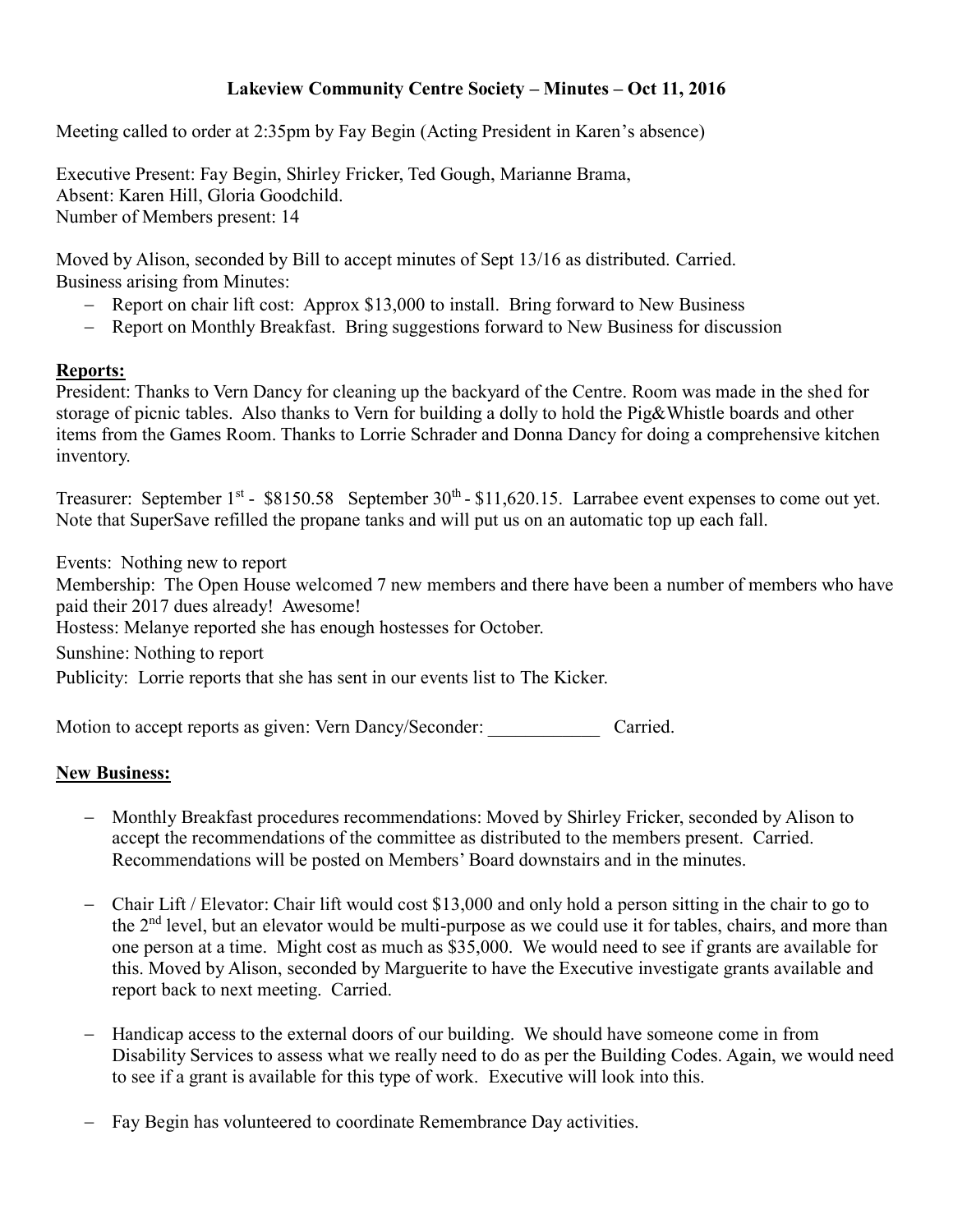# Lakeview Community Centre Society – Minutes – Oct 11, 2016

Meeting called to order at 2:35pm by Fay Begin (Acting President in Karen's absence)

Executive Present: Fay Begin, Shirley Fricker, Ted Gough, Marianne Brama,
Absent: Karen Hill, Gloria Goodchild.
Number of Members present: 14

Moved by Alison, seconded by Bill to accept minutes of Sept 13/16 as distributed. Carried.
Business arising from Minutes:

- Report on chair lift cost: Approx $13,000 to install. Bring forward to New Business
- Report on Monthly Breakfast. Bring suggestions forward to New Business for discussion

**Reports:**

President: Thanks to Vern Dancy for cleaning up the backyard of the Centre. Room was made in the shed for storage of picnic tables. Also thanks to Vern for building a dolly to hold the Pig&Whistle boards and other items from the Games Room. Thanks to Lorrie Schrader and Donna Dancy for doing a comprehensive kitchen inventory.

Treasurer: September 1st - $8150.58 September 30th - $11,620.15. Larrabee event expenses to come out yet. Note that SuperSave refilled the propane tanks and will put us on an automatic top up each fall.

Events: Nothing new to report
Membership: The Open House welcomed 7 new members and there have been a number of members who have paid their 2017 dues already! Awesome!
Hostess: Melanye reported she has enough hostesses for October.
Sunshine: Nothing to report
Publicity: Lorrie reports that she has sent in our events list to The Kicker.

Motion to accept reports as given: Vern Dancy/Seconder: ____________ Carried.

**New Business:**

- Monthly Breakfast procedures recommendations: Moved by Shirley Fricker, seconded by Alison to accept the recommendations of the committee as distributed to the members present. Carried. Recommendations will be posted on Members' Board downstairs and in the minutes.

- Chair Lift / Elevator: Chair lift would cost $13,000 and only hold a person sitting in the chair to go to the 2nd level, but an elevator would be multi-purpose as we could use it for tables, chairs, and more than one person at a time. Might cost as much as $35,000. We would need to see if grants are available for this. Moved by Alison, seconded by Marguerite to have the Executive investigate grants available and report back to next meeting. Carried.

- Handicap access to the external doors of our building. We should have someone come in from Disability Services to assess what we really need to do as per the Building Codes. Again, we would need to see if a grant is available for this type of work. Executive will look into this.

- Fay Begin has volunteered to coordinate Remembrance Day activities.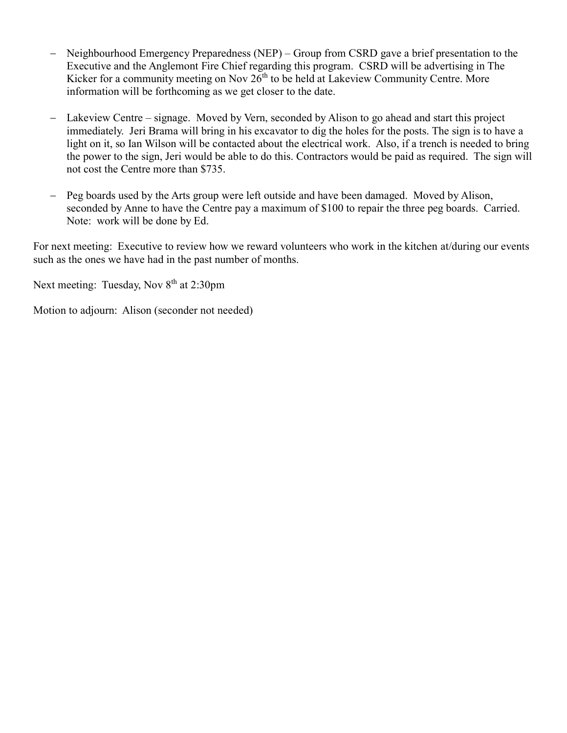- Neighbourhood Emergency Preparedness (NEP) – Group from CSRD gave a brief presentation to the Executive and the Anglemont Fire Chief regarding this program. CSRD will be advertising in The Kicker for a community meeting on Nov 26th to be held at Lakeview Community Centre. More information will be forthcoming as we get closer to the date.

- Lakeview Centre – signage. Moved by Vern, seconded by Alison to go ahead and start this project immediately. Jeri Brama will bring in his excavator to dig the holes for the posts. The sign is to have a light on it, so Ian Wilson will be contacted about the electrical work. Also, if a trench is needed to bring the power to the sign, Jeri would be able to do this. Contractors would be paid as required. The sign will not cost the Centre more than $735.

- Peg boards used by the Arts group were left outside and have been damaged. Moved by Alison, seconded by Anne to have the Centre pay a maximum of $100 to repair the three peg boards. Carried. Note: work will be done by Ed.

For next meeting: Executive to review how we reward volunteers who work in the kitchen at/during our events such as the ones we have had in the past number of months.

Next meeting: Tuesday, Nov 8th at 2:30pm

Motion to adjourn: Alison (seconder not needed)